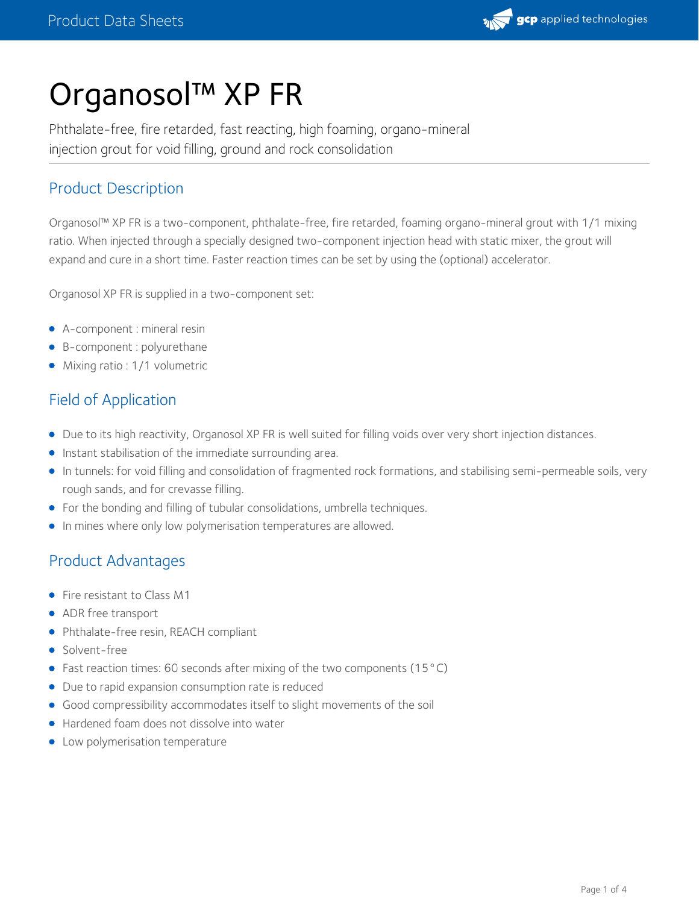# Organosol™ XP FR

Phthalate-free, fire retarded, fast reacting, high foaming, organo-mineral injection grout for void filling, ground and rock consolidation

## Product Description

Organosol™ XP FR is a two-component, phthalate-free, fire retarded, foaming organo-mineral grout with 1/1 mixing ratio. When injected through a specially designed two-component injection head with static mixer, the grout will expand and cure in a short time. Faster reaction times can be set by using the (optional) accelerator.

Organosol XP FR is supplied in a two-component set:

- A-component : mineral resin
- B-component : polyurethane
- Mixing ratio : 1/1 volumetric

## Field of Application

- Due to its high reactivity, Organosol XP FR is well suited for filling voids over very short injection distances.
- Instant stabilisation of the immediate surrounding area.
- In tunnels: for void filling and consolidation of fragmented rock formations, and stabilising semi-permeable soils, very rough sands, and for crevasse filling.
- For the bonding and filling of tubular consolidations, umbrella techniques.
- In mines where only low polymerisation temperatures are allowed.

## Product Advantages

- Fire resistant to Class M1
- ADR free transport
- Phthalate-free resin, REACH compliant
- Solvent-free
- Fast reaction times: 60 seconds after mixing of the two components (15°C)
- Due to rapid expansion consumption rate is reduced
- Good compressibility accommodates itself to slight movements of the soil
- Hardened foam does not dissolve into water
- Low polymerisation temperature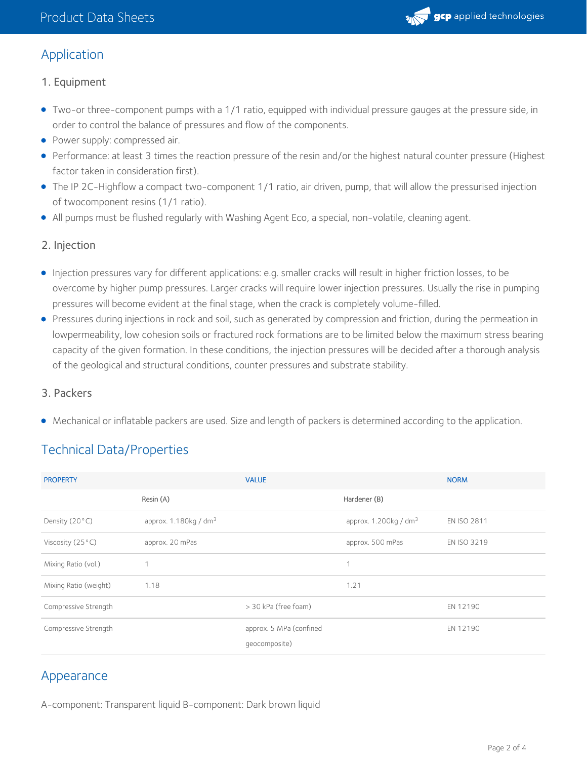## Application

### 1. Equipment

- Two-or three-component pumps with a 1/1 ratio, equipped with individual pressure gauges at the pressure side, in order to control the balance of pressures and flow of the components.
- Power supply: compressed air.
- Performance: at least 3 times the reaction pressure of the resin and/or the highest natural counter pressure (Highest factor taken in consideration first).
- The IP 2C-Highflow a compact two-component 1/1 ratio, air driven, pump, that will allow the pressurised injection of twocomponent resins (1/1 ratio).
- All pumps must be flushed regularly with Washing Agent Eco, a special, non-volatile, cleaning agent.

### 2. Injection

- Injection pressures vary for different applications: e.g. smaller cracks will result in higher friction losses, to be overcome by higher pump pressures. Larger cracks will require lower injection pressures. Usually the rise in pumping pressures will become evident at the final stage, when the crack is completely volume-filled.
- Pressures during injections in rock and soil, such as generated by compression and friction, during the permeation in lowpermeability, low cohesion soils or fractured rock formations are to be limited below the maximum stress bearing capacity of the given formation. In these conditions, the injection pressures will be decided after a thorough analysis of the geological and structural conditions, counter pressures and substrate stability.

### 3. Packers

- Mechanical or inflatable packers are used. Size and length of packers is determined according to the application.

## Technical Data/Properties

| PROPERTY | VALUE | | | NORM |
|---|---|---|---|---|
| | Resin (A) | | Hardener (B) | |
| Density (20°C) | approx. 1.180kg / $dm^3$ | | approx. 1.200kg / $dm^3$ | EN ISO 2811 |
| Viscosity (25°C) | approx. 20 mPas | | approx. 500 mPas | EN ISO 3219 |
| Mixing Ratio (vol.) | 1 | | 1 | |
| Mixing Ratio (weight) | 1.18 | | 1.21 | |
| Compressive Strength | | > 30 kPa (free foam) | | EN 12190 |
| Compressive Strength | | approx. 5 MPa (confined geocomposite) | | EN 12190 |

## Appearance

A-component: Transparent liquid B-component: Dark brown liquid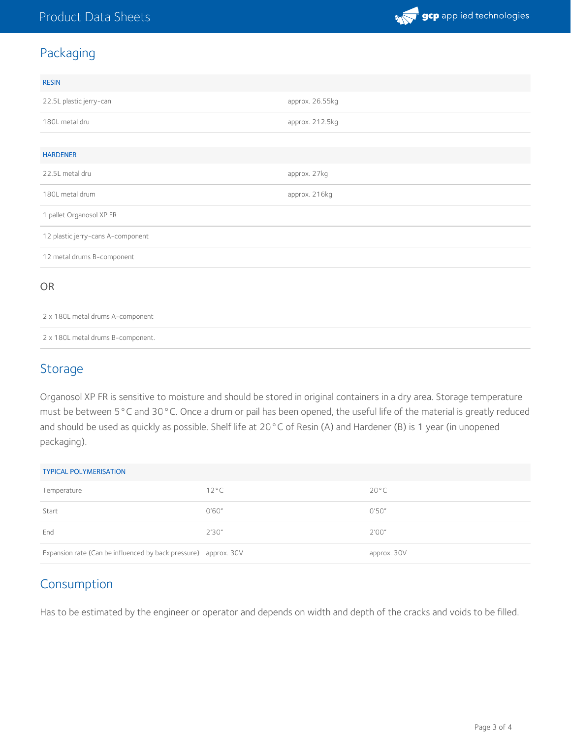## Packaging

| RESIN | |
|---|---|
| 22.5L plastic jerry-can | approx. 26.55kg |
| 180L metal dru | approx. 212.5kg |

| HARDENER | |
|---|---|
| 22.5L metal dru | approx. 27kg |
| 180L metal drum | approx. 216kg |
| 1 pallet Organosol XP FR | |
| 12 plastic jerry-cans A-component | |
| 12 metal drums B-component | |

OR

2 x 180L metal drums A-component

2 x 180L metal drums B-component.

## Storage

Organosol XP FR is sensitive to moisture and should be stored in original containers in a dry area. Storage temperature must be between 5°C and 30°C. Once a drum or pail has been opened, the useful life of the material is greatly reduced and should be used as quickly as possible. Shelf life at 20°C of Resin (A) and Hardener (B) is 1 year (in unopened packaging).

| TYPICAL POLYMERISATION | | |
|---|---|---|
| Temperature | 12°C | 20°C |
| Start | 0'60" | 0'50" |
| End | 2'30" | 2'00" |
| Expansion rate (Can be influenced by back pressure) | approx. 30V | approx. 30V |

## Consumption

Has to be estimated by the engineer or operator and depends on width and depth of the cracks and voids to be filled.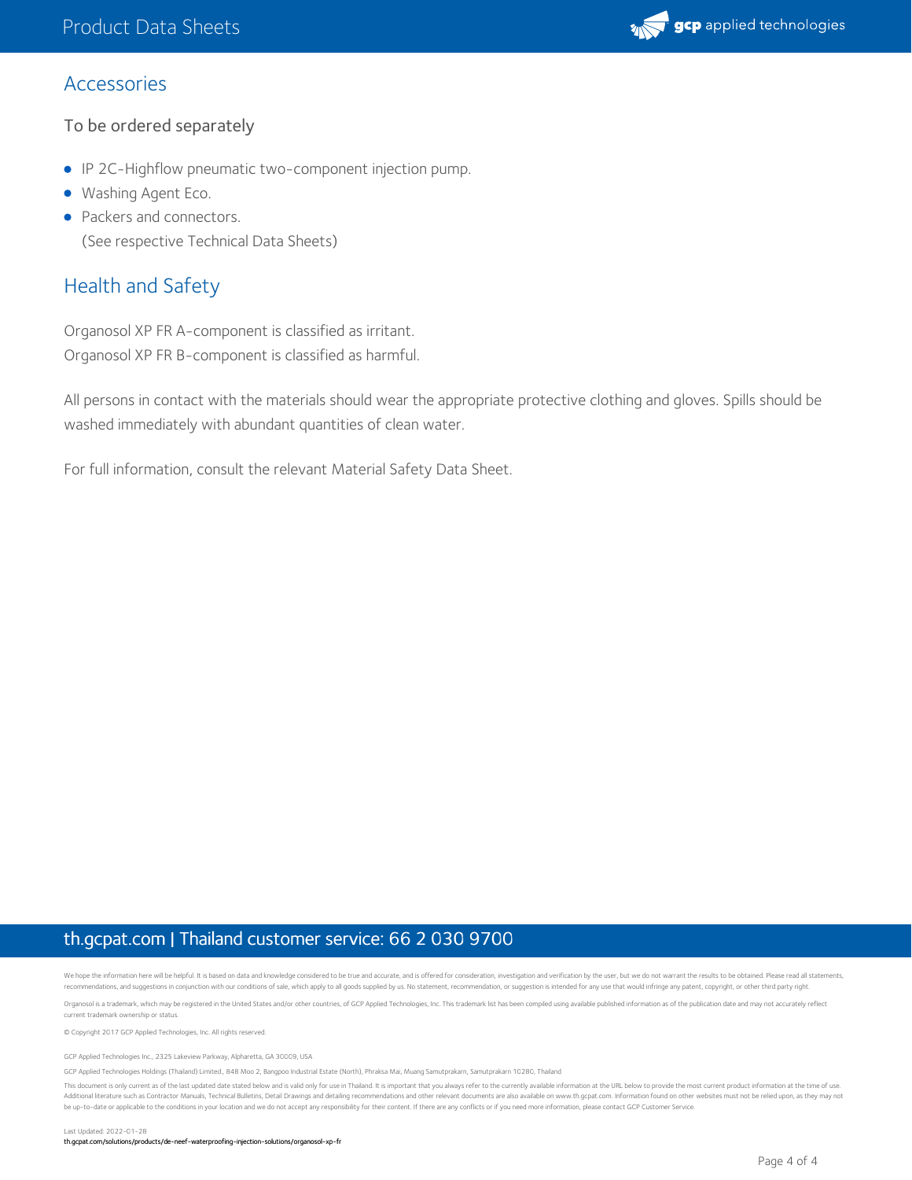## Accessories

### To be ordered separately

- IP 2C-Highflow pneumatic two-component injection pump.
- Washing Agent Eco.
- Packers and connectors.
  (See respective Technical Data Sheets)

## Health and Safety

Organosol XP FR A-component is classified as irritant.
Organosol XP FR B-component is classified as harmful.

All persons in contact with the materials should wear the appropriate protective clothing and gloves. Spills should be washed immediately with abundant quantities of clean water.

For full information, consult the relevant Material Safety Data Sheet.

th.gcpat.com | Thailand customer service: 66 2 030 9700

We hope the information here will be helpful. It is based on data and knowledge considered to be true and accurate, and is offered for consideration, investigation and verification by the user, but we do not warrant the results to be obtained. Please read all statements, recommendations, and suggestions in conjunction with our conditions of sale, which apply to all goods supplied by us. No statement, recommendation, or suggestion is intended for any use that would infringe any patent, copyright, or other third party right.

Organosol is a trademark, which may be registered in the United States and/or other countries, of GCP Applied Technologies, Inc. This trademark list has been compiled using available published information as of the publication date and may not accurately reflect current trademark ownership or status.

© Copyright 2017 GCP Applied Technologies, Inc. All rights reserved.

GCP Applied Technologies Inc., 2325 Lakeview Parkway, Alpharetta, GA 30009, USA

GCP Applied Technologies Holdings (Thailand) Limited., 848 Moo 2, Bangpoo Industrial Estate (North), Phraksa Mai, Muang Samutprakarn, Samutprakarn 10280, Thailand

This document is only current as of the last updated date stated below and is valid only for use in Thailand. It is important that you always refer to the currently available information at the URL below to provide the most current product information at the time of use. Additional literature such as Contractor Manuals, Technical Bulletins, Detail Drawings and detailing recommendations and other relevant documents are also available on www.th.gcpat.com. Information found on other websites must not be relied upon, as they may not be up-to-date or applicable to the conditions in your location and we do not accept any responsibility for their content. If there are any conflicts or if you need more information, please contact GCP Customer Service.

Last Updated: 2022-01-28
th.gcpat.com/solutions/products/de-neef-waterproofing-injection-solutions/organosol-xp-fr